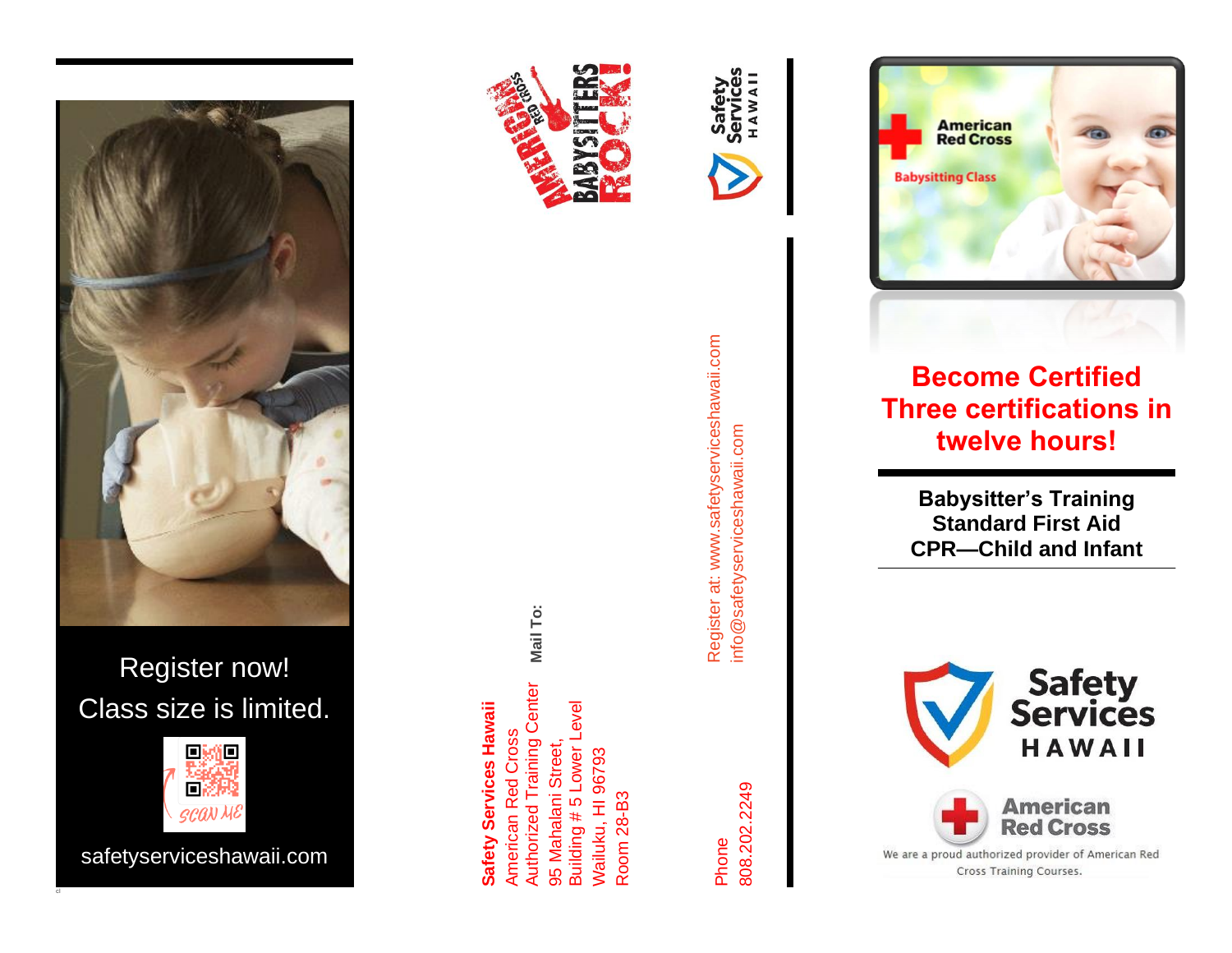Register now!

Class size is limited.

SCAN ME

safetyserviceshawaii.com

AMERICAN RED CROSS BABYSITTERS ROCK!

Safety Services HAWAII

**Safety Services Hawaii**
American Red Cross
Authorized Training Center
95 Mahalani Street,
Building # 5 Lower Level
Wailuku, HI 96793
Room 28-B3

**Mail To:**

Register at: www.safetyserviceshawaii.com
info@safetyserviceshawaii.com

Phone
808.202.2249

American Red Cross
Babysitting Class

# Become Certified Three certifications in twelve hours!

**Babysitter's Training**
**Standard First Aid**
**CPR—Child and Infant**

Safety Services HAWAII

American Red Cross

We are a proud authorized provider of American Red Cross Training Courses.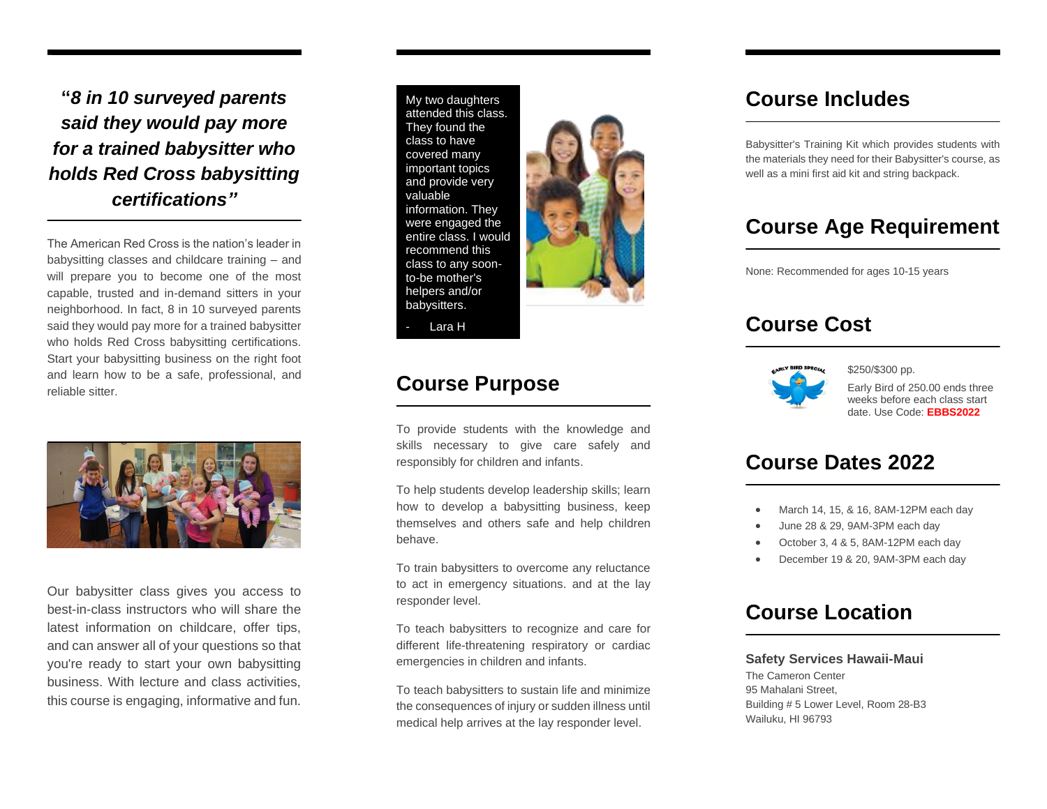***"8 in 10 surveyed parents said they would pay more for a trained babysitter who holds Red Cross babysitting certifications"***

The American Red Cross is the nation's leader in babysitting classes and childcare training – and will prepare you to become one of the most capable, trusted and in-demand sitters in your neighborhood. In fact, 8 in 10 surveyed parents said they would pay more for a trained babysitter who holds Red Cross babysitting certifications. Start your babysitting business on the right foot and learn how to be a safe, professional, and reliable sitter.

Our babysitter class gives you access to best-in-class instructors who will share the latest information on childcare, offer tips, and can answer all of your questions so that you're ready to start your own babysitting business. With lecture and class activities, this course is engaging, informative and fun.

My two daughters attended this class. They found the class to have covered many important topics and provide very valuable information. They were engaged the entire class. I would recommend this class to any soon-to-be mother's helpers and/or babysitters.

- Lara H

## Course Purpose

To provide students with the knowledge and skills necessary to give care safely and responsibly for children and infants.

To help students develop leadership skills; learn how to develop a babysitting business, keep themselves and others safe and help children behave.

To train babysitters to overcome any reluctance to act in emergency situations. and at the lay responder level.

To teach babysitters to recognize and care for different life-threatening respiratory or cardiac emergencies in children and infants.

To teach babysitters to sustain life and minimize the consequences of injury or sudden illness until medical help arrives at the lay responder level.

## Course Includes

Babysitter's Training Kit which provides students with the materials they need for their Babysitter's course, as well as a mini first aid kit and string backpack.

## Course Age Requirement

None: Recommended for ages 10-15 years

## Course Cost

EARLY BIRD SPECIAL

$250/$300 pp.

Early Bird of 250.00 ends three weeks before each class start date. Use Code: **EBBS2022**

## Course Dates 2022

- March 14, 15, & 16, 8AM-12PM each day
- June 28 & 29, 9AM-3PM each day
- October 3, 4 & 5, 8AM-12PM each day
- December 19 & 20, 9AM-3PM each day

## Course Location

**Safety Services Hawaii-Maui**
The Cameron Center
95 Mahalani Street,
Building # 5 Lower Level, Room 28-B3
Wailuku, HI 96793